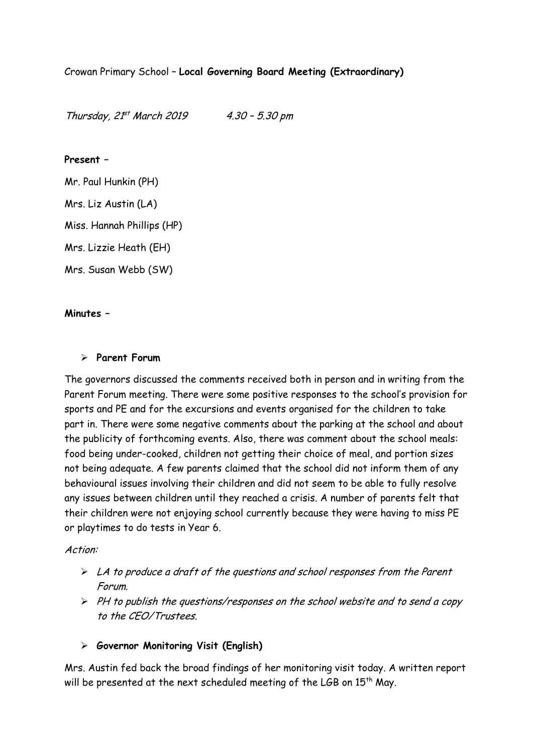Crowan Primary School – **Local Governing Board Meeting (Extraordinary)**

*Thursday, 21st March 2019 4.30 – 5.30 pm*

**Present –**

Mr. Paul Hunkin (PH)

Mrs. Liz Austin (LA)

Miss. Hannah Phillips (HP)

Mrs. Lizzie Heath (EH)

Mrs. Susan Webb (SW)

**Minutes –**

- **Parent Forum**

The governors discussed the comments received both in person and in writing from the Parent Forum meeting. There were some positive responses to the school's provision for sports and PE and for the excursions and events organised for the children to take part in. There were some negative comments about the parking at the school and about the publicity of forthcoming events. Also, there was comment about the school meals: food being under-cooked, children not getting their choice of meal, and portion sizes not being adequate. A few parents claimed that the school did not inform them of any behavioural issues involving their children and did not seem to be able to fully resolve any issues between children until they reached a crisis. A number of parents felt that their children were not enjoying school currently because they were having to miss PE or playtimes to do tests in Year 6.

*Action:*

- *LA to produce a draft of the questions and school responses from the Parent Forum.*
- *PH to publish the questions/responses on the school website and to send a copy to the CEO/Trustees.*

- **Governor Monitoring Visit (English)**

Mrs. Austin fed back the broad findings of her monitoring visit today. A written report will be presented at the next scheduled meeting of the LGB on 15th May.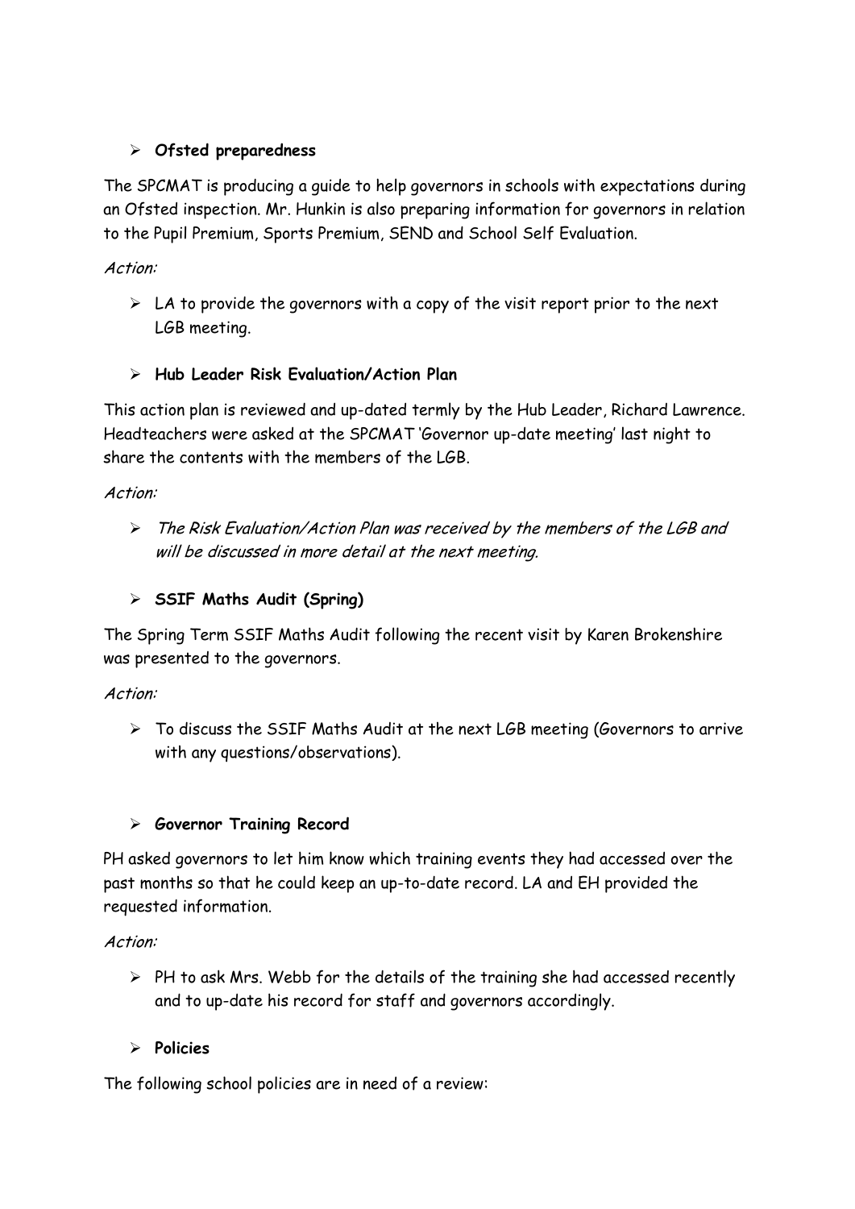- **Ofsted preparedness**

The SPCMAT is producing a guide to help governors in schools with expectations during an Ofsted inspection. Mr. Hunkin is also preparing information for governors in relation to the Pupil Premium, Sports Premium, SEND and School Self Evaluation.

*Action:*

- LA to provide the governors with a copy of the visit report prior to the next LGB meeting.

- **Hub Leader Risk Evaluation/Action Plan**

This action plan is reviewed and up-dated termly by the Hub Leader, Richard Lawrence. Headteachers were asked at the SPCMAT 'Governor up-date meeting' last night to share the contents with the members of the LGB.

*Action:*

- *The Risk Evaluation/Action Plan was received by the members of the LGB and will be discussed in more detail at the next meeting.*

- **SSIF Maths Audit (Spring)**

The Spring Term SSIF Maths Audit following the recent visit by Karen Brokenshire was presented to the governors.

*Action:*

- To discuss the SSIF Maths Audit at the next LGB meeting (Governors to arrive with any questions/observations).

- **Governor Training Record**

PH asked governors to let him know which training events they had accessed over the past months so that he could keep an up-to-date record. LA and EH provided the requested information.

*Action:*

- PH to ask Mrs. Webb for the details of the training she had accessed recently and to up-date his record for staff and governors accordingly.

- **Policies**

The following school policies are in need of a review: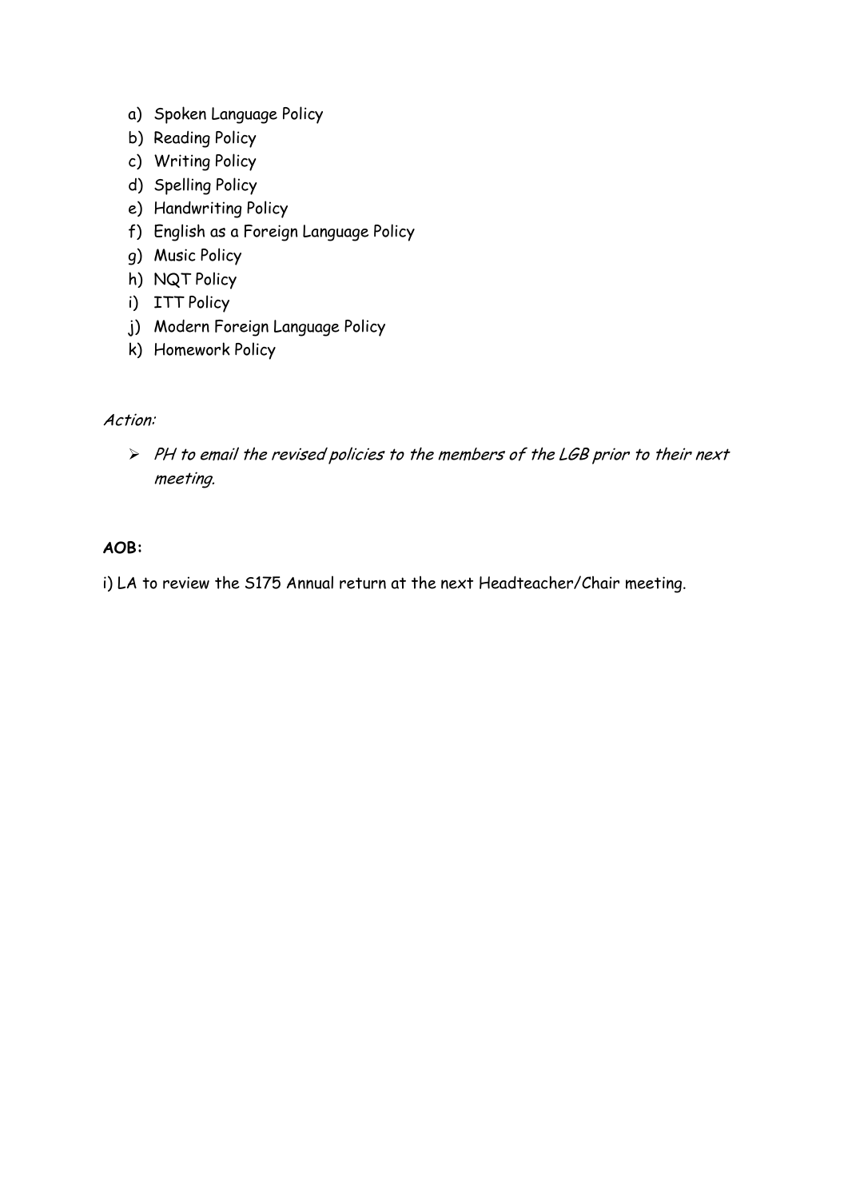a) Spoken Language Policy
b) Reading Policy
c) Writing Policy
d) Spelling Policy
e) Handwriting Policy
f) English as a Foreign Language Policy
g) Music Policy
h) NQT Policy
i) ITT Policy
j) Modern Foreign Language Policy
k) Homework Policy

*Action:*

- *PH to email the revised policies to the members of the LGB prior to their next meeting.*

**AOB:**

i) LA to review the S175 Annual return at the next Headteacher/Chair meeting.